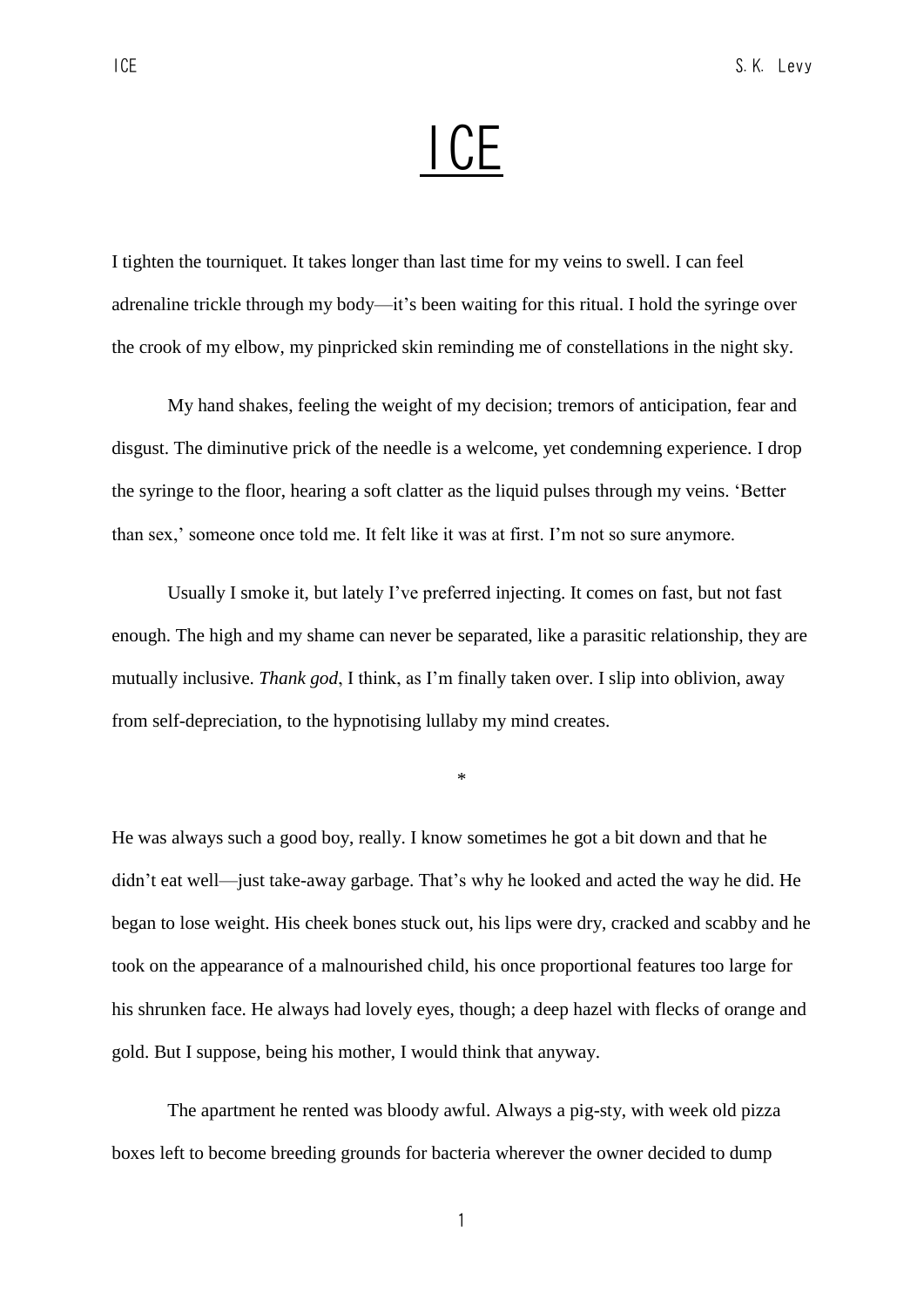# ICE

I tighten the tourniquet. It takes longer than last time for my veins to swell. I can feel adrenaline trickle through my body—it's been waiting for this ritual. I hold the syringe over the crook of my elbow, my pinpricked skin reminding me of constellations in the night sky.

My hand shakes, feeling the weight of my decision; tremors of anticipation, fear and disgust. The diminutive prick of the needle is a welcome, yet condemning experience. I drop the syringe to the floor, hearing a soft clatter as the liquid pulses through my veins. 'Better than sex,' someone once told me. It felt like it was at first. I'm not so sure anymore.

Usually I smoke it, but lately I've preferred injecting. It comes on fast, but not fast enough. The high and my shame can never be separated, like a parasitic relationship, they are mutually inclusive. *Thank god*, I think, as I'm finally taken over. I slip into oblivion, away from self-depreciation, to the hypnotising lullaby my mind creates.

*

He was always such a good boy, really. I know sometimes he got a bit down and that he didn't eat well—just take-away garbage. That's why he looked and acted the way he did. He began to lose weight. His cheek bones stuck out, his lips were dry, cracked and scabby and he took on the appearance of a malnourished child, his once proportional features too large for his shrunken face. He always had lovely eyes, though; a deep hazel with flecks of orange and gold. But I suppose, being his mother, I would think that anyway.

The apartment he rented was bloody awful. Always a pig-sty, with week old pizza boxes left to become breeding grounds for bacteria wherever the owner decided to dump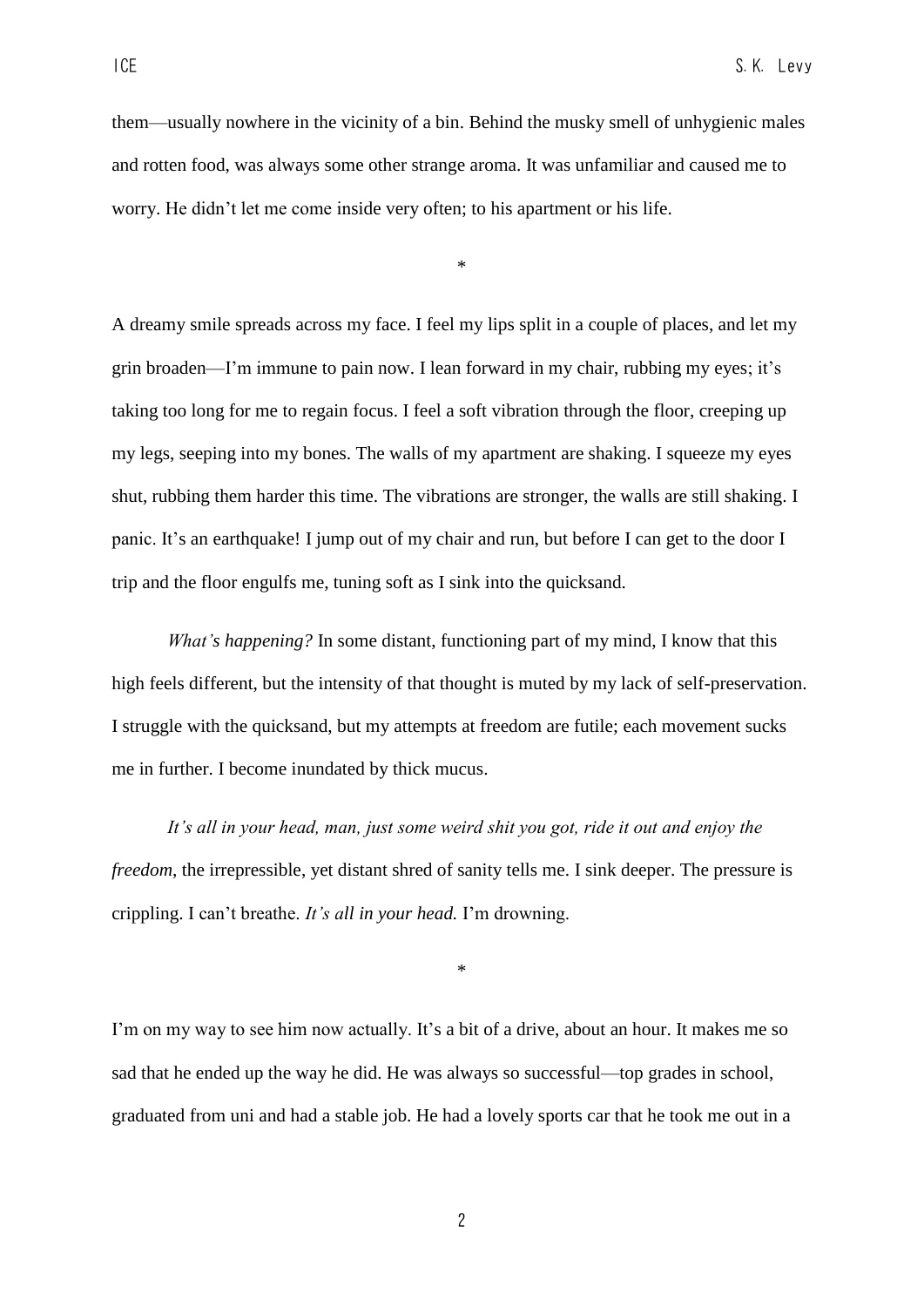them—usually nowhere in the vicinity of a bin. Behind the musky smell of unhygienic males and rotten food, was always some other strange aroma. It was unfamiliar and caused me to worry. He didn't let me come inside very often; to his apartment or his life.

*

A dreamy smile spreads across my face. I feel my lips split in a couple of places, and let my grin broaden—I'm immune to pain now. I lean forward in my chair, rubbing my eyes; it's taking too long for me to regain focus. I feel a soft vibration through the floor, creeping up my legs, seeping into my bones. The walls of my apartment are shaking. I squeeze my eyes shut, rubbing them harder this time. The vibrations are stronger, the walls are still shaking. I panic. It's an earthquake! I jump out of my chair and run, but before I can get to the door I trip and the floor engulfs me, tuning soft as I sink into the quicksand.

*What's happening?* In some distant, functioning part of my mind, I know that this high feels different, but the intensity of that thought is muted by my lack of self-preservation. I struggle with the quicksand, but my attempts at freedom are futile; each movement sucks me in further. I become inundated by thick mucus.

*It's all in your head, man, just some weird shit you got, ride it out and enjoy the freedom*, the irrepressible, yet distant shred of sanity tells me. I sink deeper. The pressure is crippling. I can't breathe. *It's all in your head.* I'm drowning.

*

I'm on my way to see him now actually. It's a bit of a drive, about an hour. It makes me so sad that he ended up the way he did. He was always so successful—top grades in school, graduated from uni and had a stable job. He had a lovely sports car that he took me out in a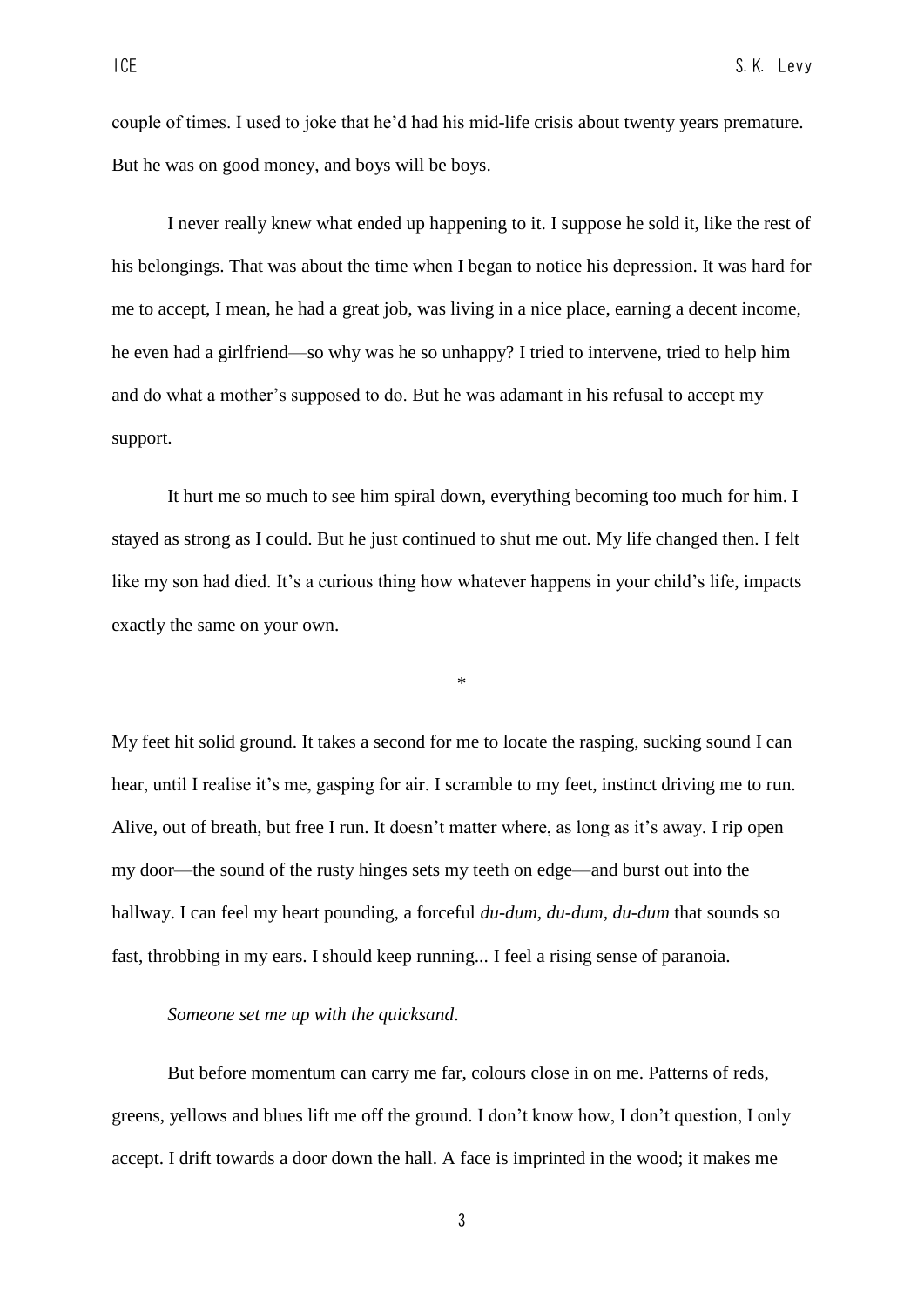couple of times. I used to joke that he'd had his mid-life crisis about twenty years premature. But he was on good money, and boys will be boys.

I never really knew what ended up happening to it. I suppose he sold it, like the rest of his belongings. That was about the time when I began to notice his depression. It was hard for me to accept, I mean, he had a great job, was living in a nice place, earning a decent income, he even had a girlfriend—so why was he so unhappy? I tried to intervene, tried to help him and do what a mother's supposed to do. But he was adamant in his refusal to accept my support.

It hurt me so much to see him spiral down, everything becoming too much for him. I stayed as strong as I could. But he just continued to shut me out. My life changed then. I felt like my son had died. It's a curious thing how whatever happens in your child's life, impacts exactly the same on your own.

*

My feet hit solid ground. It takes a second for me to locate the rasping, sucking sound I can hear, until I realise it's me, gasping for air. I scramble to my feet, instinct driving me to run. Alive, out of breath, but free I run. It doesn't matter where, as long as it's away. I rip open my door—the sound of the rusty hinges sets my teeth on edge—and burst out into the hallway. I can feel my heart pounding, a forceful *du-dum, du-dum, du-dum* that sounds so fast, throbbing in my ears. I should keep running... I feel a rising sense of paranoia.

*Someone set me up with the quicksand*.

But before momentum can carry me far, colours close in on me. Patterns of reds, greens, yellows and blues lift me off the ground. I don't know how, I don't question, I only accept. I drift towards a door down the hall. A face is imprinted in the wood; it makes me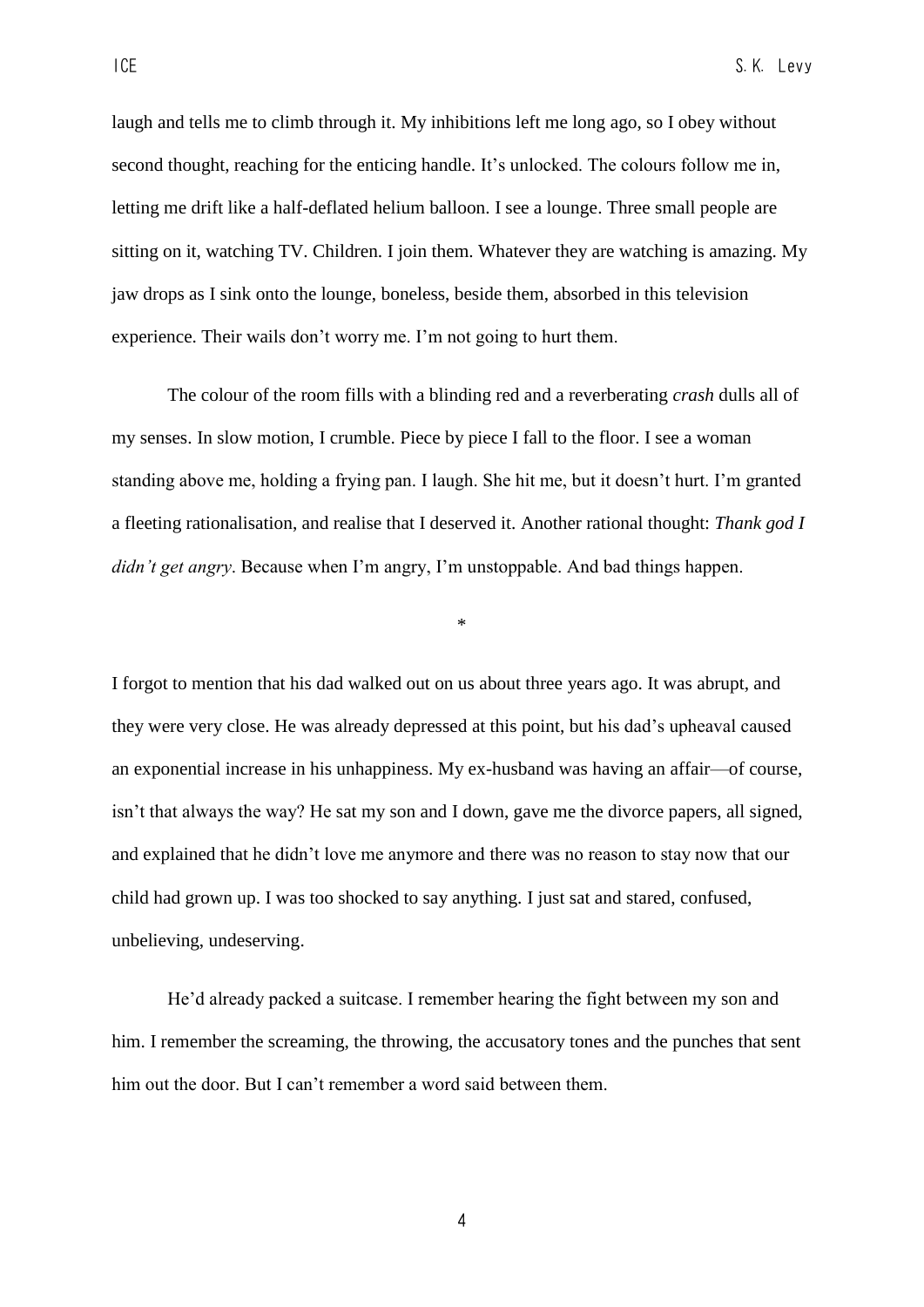laugh and tells me to climb through it. My inhibitions left me long ago, so I obey without second thought, reaching for the enticing handle. It's unlocked. The colours follow me in, letting me drift like a half-deflated helium balloon. I see a lounge. Three small people are sitting on it, watching TV. Children. I join them. Whatever they are watching is amazing. My jaw drops as I sink onto the lounge, boneless, beside them, absorbed in this television experience. Their wails don't worry me. I'm not going to hurt them.

The colour of the room fills with a blinding red and a reverberating *crash* dulls all of my senses. In slow motion, I crumble. Piece by piece I fall to the floor. I see a woman standing above me, holding a frying pan. I laugh. She hit me, but it doesn't hurt. I'm granted a fleeting rationalisation, and realise that I deserved it. Another rational thought: *Thank god I didn't get angry*. Because when I'm angry, I'm unstoppable. And bad things happen.

*

I forgot to mention that his dad walked out on us about three years ago. It was abrupt, and they were very close. He was already depressed at this point, but his dad's upheaval caused an exponential increase in his unhappiness. My ex-husband was having an affair—of course, isn't that always the way? He sat my son and I down, gave me the divorce papers, all signed, and explained that he didn't love me anymore and there was no reason to stay now that our child had grown up. I was too shocked to say anything. I just sat and stared, confused, unbelieving, undeserving.

He'd already packed a suitcase. I remember hearing the fight between my son and him. I remember the screaming, the throwing, the accusatory tones and the punches that sent him out the door. But I can't remember a word said between them.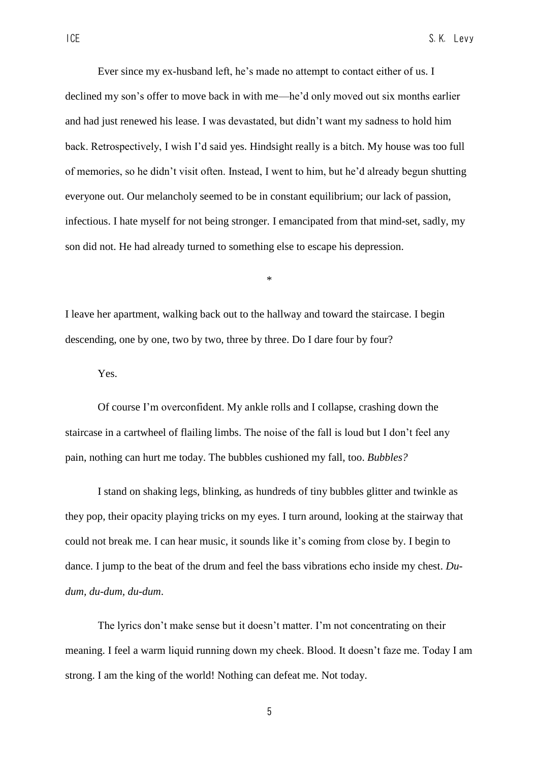Ever since my ex-husband left, he's made no attempt to contact either of us. I declined my son's offer to move back in with me—he'd only moved out six months earlier and had just renewed his lease. I was devastated, but didn't want my sadness to hold him back. Retrospectively, I wish I'd said yes. Hindsight really is a bitch. My house was too full of memories, so he didn't visit often. Instead, I went to him, but he'd already begun shutting everyone out. Our melancholy seemed to be in constant equilibrium; our lack of passion, infectious. I hate myself for not being stronger. I emancipated from that mind-set, sadly, my son did not. He had already turned to something else to escape his depression.

*

I leave her apartment, walking back out to the hallway and toward the staircase. I begin descending, one by one, two by two, three by three. Do I dare four by four?

Yes.

Of course I'm overconfident. My ankle rolls and I collapse, crashing down the staircase in a cartwheel of flailing limbs. The noise of the fall is loud but I don't feel any pain, nothing can hurt me today. The bubbles cushioned my fall, too. *Bubbles?*

I stand on shaking legs, blinking, as hundreds of tiny bubbles glitter and twinkle as they pop, their opacity playing tricks on my eyes. I turn around, looking at the stairway that could not break me. I can hear music, it sounds like it's coming from close by. I begin to dance. I jump to the beat of the drum and feel the bass vibrations echo inside my chest. *Du-dum, du-dum, du-dum*.

The lyrics don't make sense but it doesn't matter. I'm not concentrating on their meaning. I feel a warm liquid running down my cheek. Blood. It doesn't faze me. Today I am strong. I am the king of the world! Nothing can defeat me. Not today.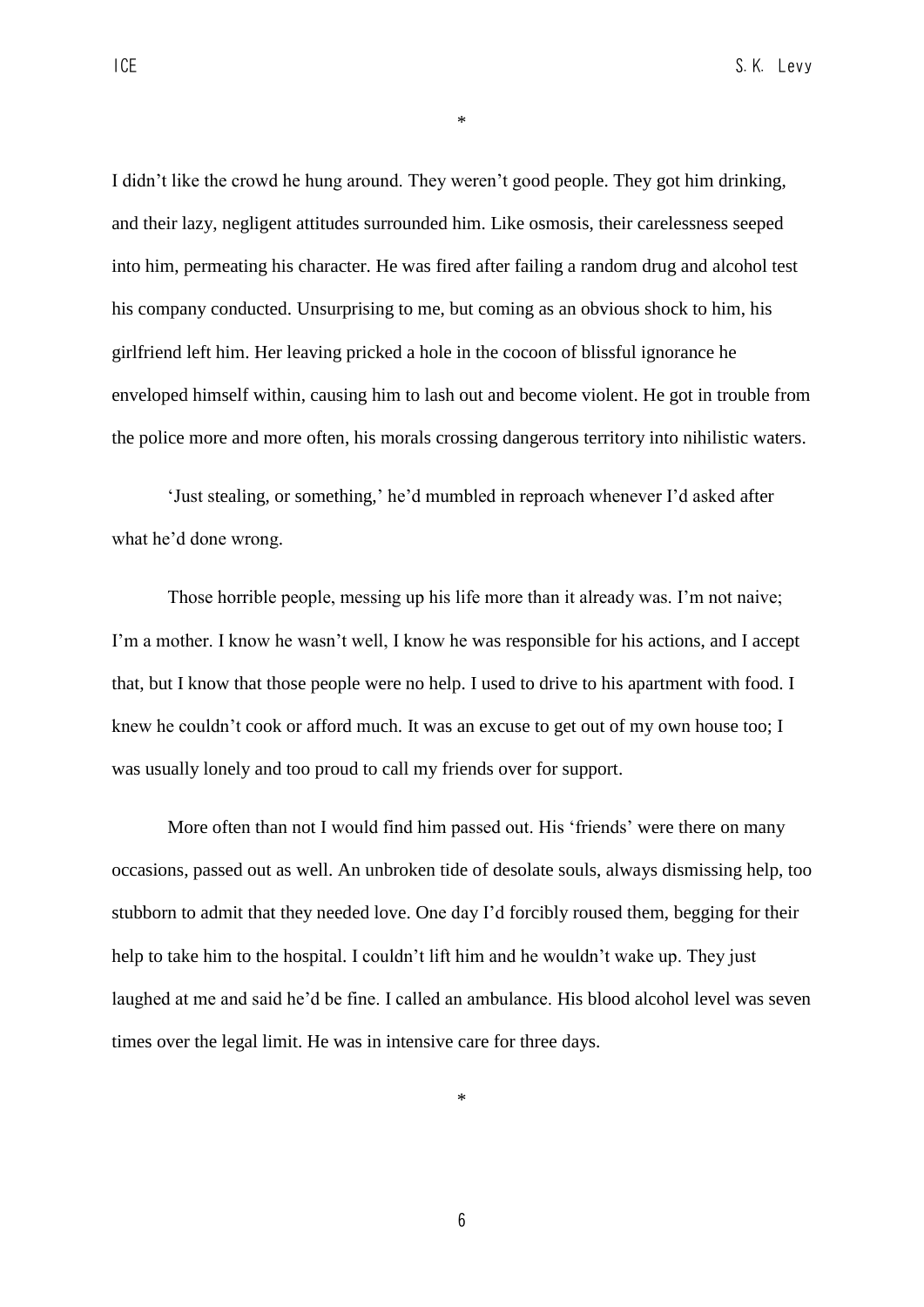*

I didn't like the crowd he hung around. They weren't good people. They got him drinking, and their lazy, negligent attitudes surrounded him. Like osmosis, their carelessness seeped into him, permeating his character. He was fired after failing a random drug and alcohol test his company conducted. Unsurprising to me, but coming as an obvious shock to him, his girlfriend left him. Her leaving pricked a hole in the cocoon of blissful ignorance he enveloped himself within, causing him to lash out and become violent. He got in trouble from the police more and more often, his morals crossing dangerous territory into nihilistic waters.

'Just stealing, or something,' he'd mumbled in reproach whenever I'd asked after what he'd done wrong.

Those horrible people, messing up his life more than it already was. I'm not naive; I'm a mother. I know he wasn't well, I know he was responsible for his actions, and I accept that, but I know that those people were no help. I used to drive to his apartment with food. I knew he couldn't cook or afford much. It was an excuse to get out of my own house too; I was usually lonely and too proud to call my friends over for support.

More often than not I would find him passed out. His 'friends' were there on many occasions, passed out as well. An unbroken tide of desolate souls, always dismissing help, too stubborn to admit that they needed love. One day I'd forcibly roused them, begging for their help to take him to the hospital. I couldn't lift him and he wouldn't wake up. They just laughed at me and said he'd be fine. I called an ambulance. His blood alcohol level was seven times over the legal limit. He was in intensive care for three days.

*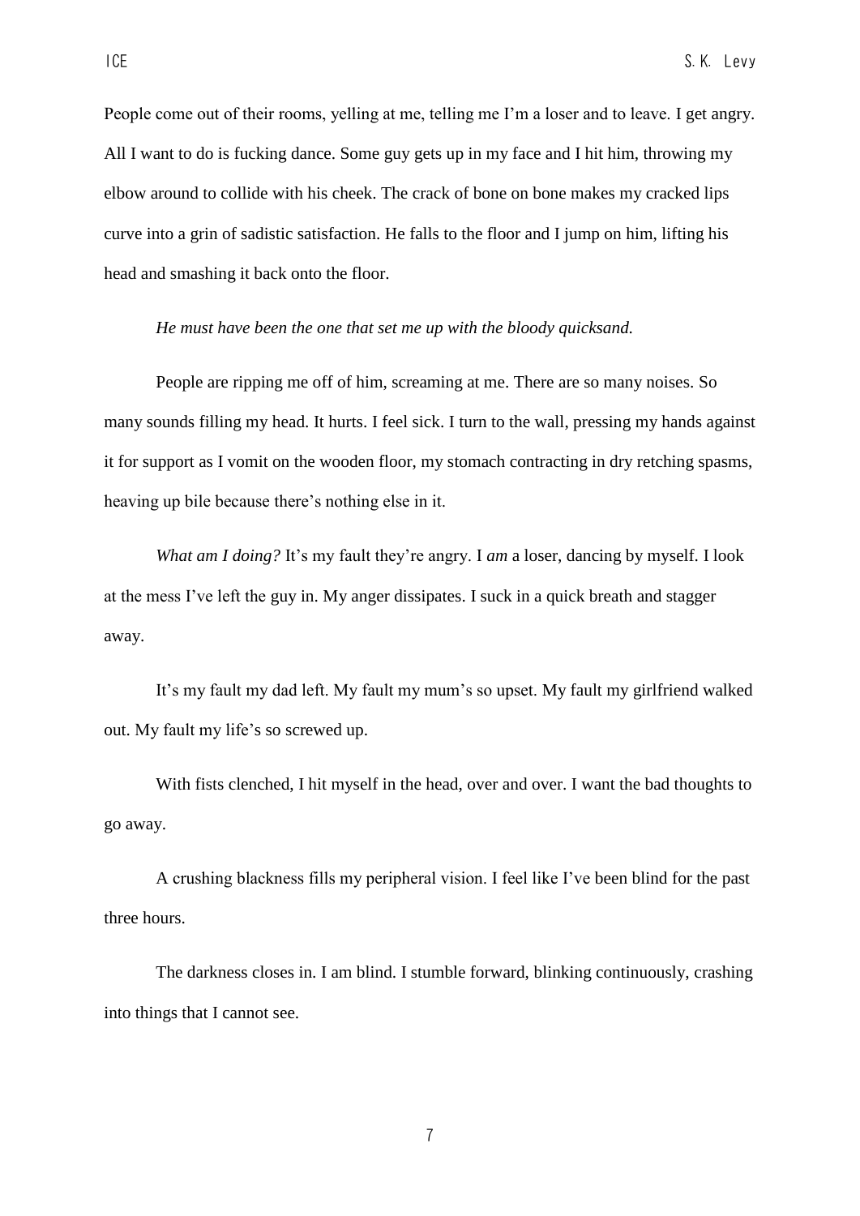People come out of their rooms, yelling at me, telling me I'm a loser and to leave. I get angry. All I want to do is fucking dance. Some guy gets up in my face and I hit him, throwing my elbow around to collide with his cheek. The crack of bone on bone makes my cracked lips curve into a grin of sadistic satisfaction. He falls to the floor and I jump on him, lifting his head and smashing it back onto the floor.

*He must have been the one that set me up with the bloody quicksand.*

People are ripping me off of him, screaming at me. There are so many noises. So many sounds filling my head. It hurts. I feel sick. I turn to the wall, pressing my hands against it for support as I vomit on the wooden floor, my stomach contracting in dry retching spasms, heaving up bile because there's nothing else in it.

*What am I doing?* It's my fault they're angry. I *am* a loser, dancing by myself. I look at the mess I've left the guy in. My anger dissipates. I suck in a quick breath and stagger away.

It's my fault my dad left. My fault my mum's so upset. My fault my girlfriend walked out. My fault my life's so screwed up.

With fists clenched, I hit myself in the head, over and over. I want the bad thoughts to go away.

A crushing blackness fills my peripheral vision. I feel like I've been blind for the past three hours.

The darkness closes in. I am blind. I stumble forward, blinking continuously, crashing into things that I cannot see.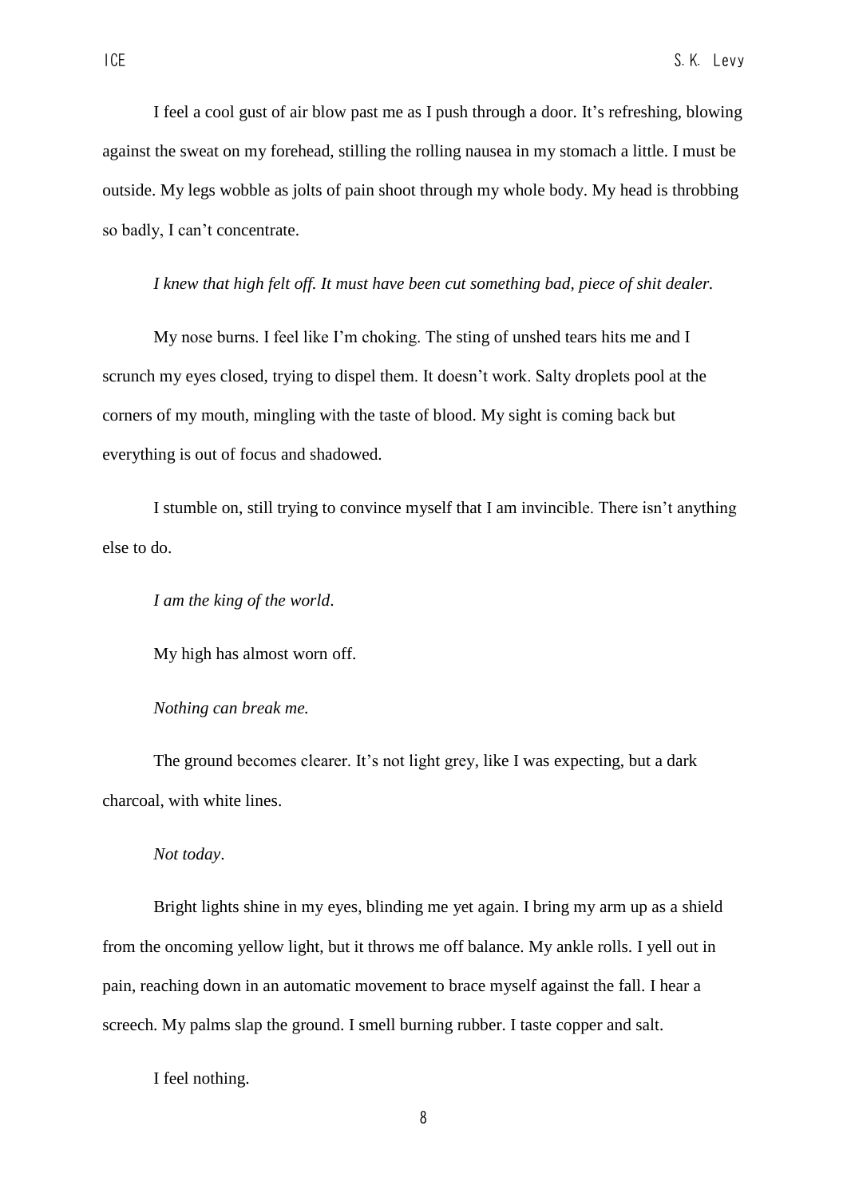I feel a cool gust of air blow past me as I push through a door. It's refreshing, blowing against the sweat on my forehead, stilling the rolling nausea in my stomach a little. I must be outside. My legs wobble as jolts of pain shoot through my whole body. My head is throbbing so badly, I can't concentrate.

*I knew that high felt off. It must have been cut something bad, piece of shit dealer.*

My nose burns. I feel like I'm choking. The sting of unshed tears hits me and I scrunch my eyes closed, trying to dispel them. It doesn't work. Salty droplets pool at the corners of my mouth, mingling with the taste of blood. My sight is coming back but everything is out of focus and shadowed.

I stumble on, still trying to convince myself that I am invincible. There isn't anything else to do.

*I am the king of the world*.

My high has almost worn off.

*Nothing can break me.*

The ground becomes clearer. It's not light grey, like I was expecting, but a dark charcoal, with white lines.

*Not today*.

Bright lights shine in my eyes, blinding me yet again. I bring my arm up as a shield from the oncoming yellow light, but it throws me off balance. My ankle rolls. I yell out in pain, reaching down in an automatic movement to brace myself against the fall. I hear a screech. My palms slap the ground. I smell burning rubber. I taste copper and salt.

I feel nothing.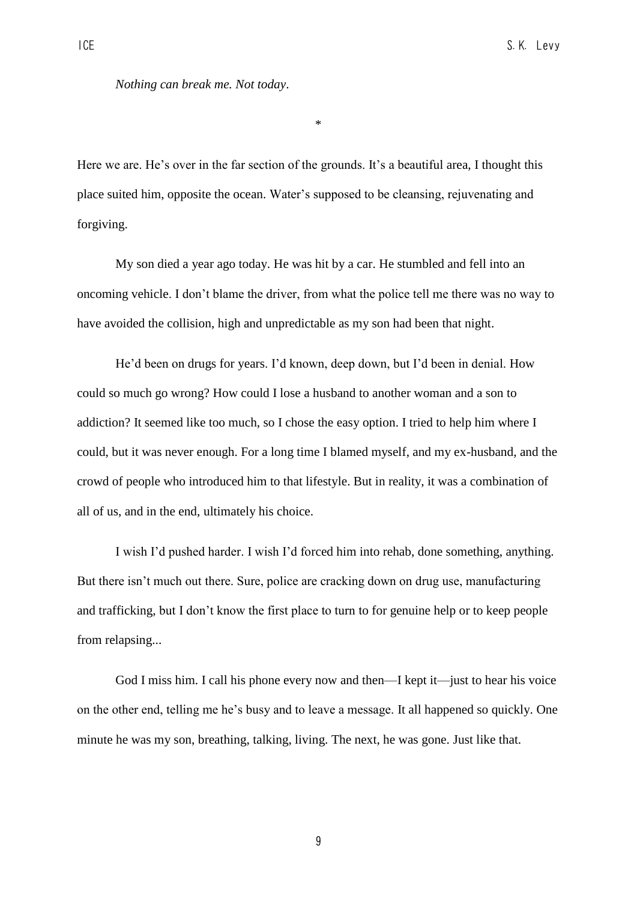*Nothing can break me. Not today*.

*

Here we are. He's over in the far section of the grounds. It's a beautiful area, I thought this place suited him, opposite the ocean. Water's supposed to be cleansing, rejuvenating and forgiving.

My son died a year ago today. He was hit by a car. He stumbled and fell into an oncoming vehicle. I don't blame the driver, from what the police tell me there was no way to have avoided the collision, high and unpredictable as my son had been that night.

He'd been on drugs for years. I'd known, deep down, but I'd been in denial. How could so much go wrong? How could I lose a husband to another woman and a son to addiction? It seemed like too much, so I chose the easy option. I tried to help him where I could, but it was never enough. For a long time I blamed myself, and my ex-husband, and the crowd of people who introduced him to that lifestyle. But in reality, it was a combination of all of us, and in the end, ultimately his choice.

I wish I'd pushed harder. I wish I'd forced him into rehab, done something, anything. But there isn't much out there. Sure, police are cracking down on drug use, manufacturing and trafficking, but I don't know the first place to turn to for genuine help or to keep people from relapsing...

God I miss him. I call his phone every now and then—I kept it—just to hear his voice on the other end, telling me he's busy and to leave a message. It all happened so quickly. One minute he was my son, breathing, talking, living. The next, he was gone. Just like that.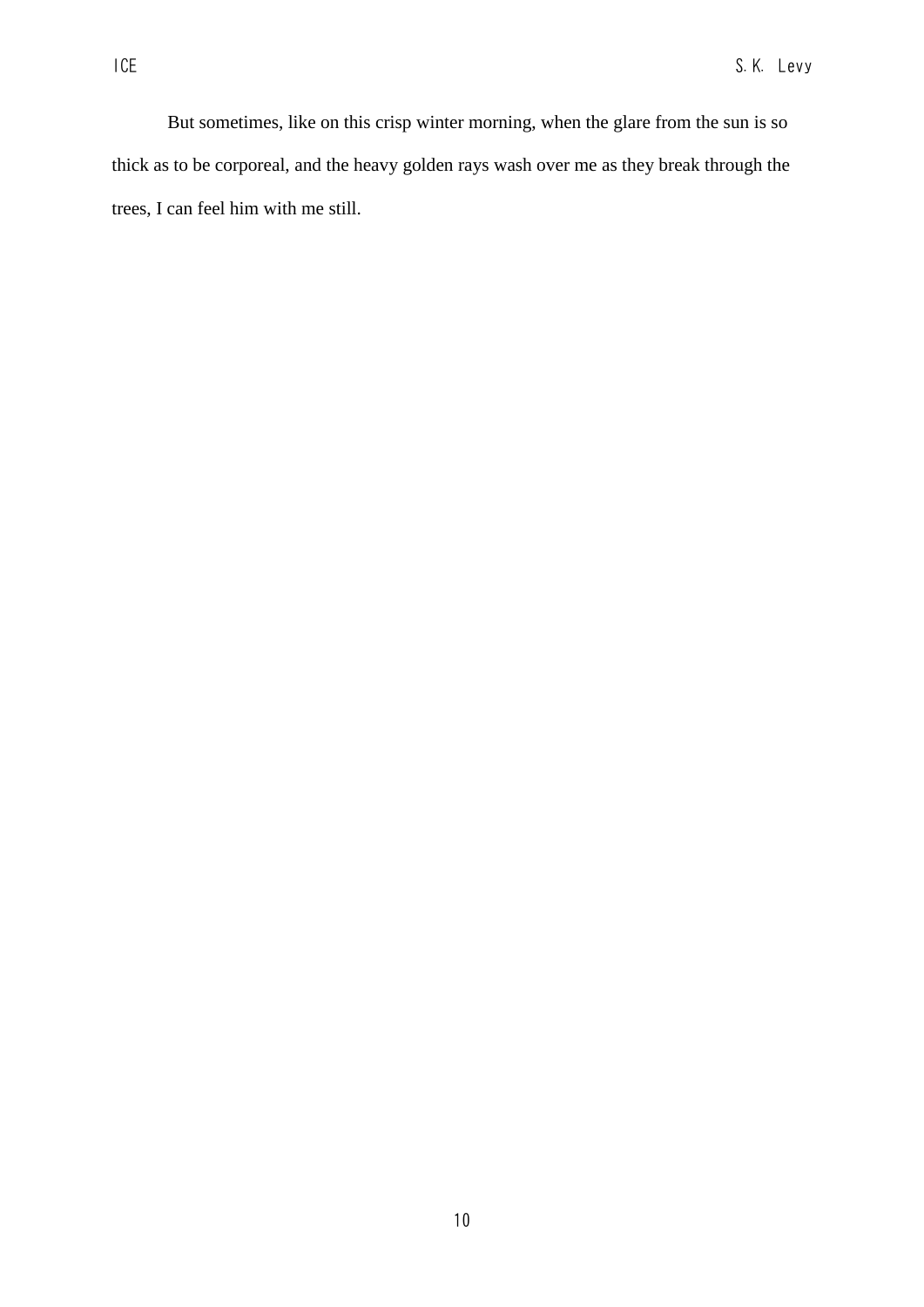But sometimes, like on this crisp winter morning, when the glare from the sun is so thick as to be corporeal, and the heavy golden rays wash over me as they break through the trees, I can feel him with me still.